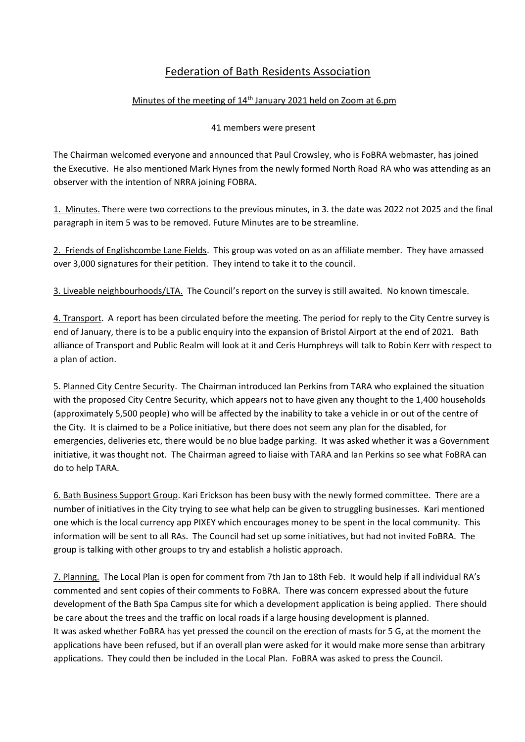# Federation of Bath Residents Association

Minutes of the meeting of 14th January 2021 held on Zoom at 6.pm

41 members were present

The Chairman welcomed everyone and announced that Paul Crowsley, who is FoBRA webmaster, has joined the Executive. He also mentioned Mark Hynes from the newly formed North Road RA who was attending as an observer with the intention of NRRA joining FOBRA.

1. Minutes. There were two corrections to the previous minutes, in 3. the date was 2022 not 2025 and the final paragraph in item 5 was to be removed. Future Minutes are to be streamline.

2. Friends of Englishcombe Lane Fields. This group was voted on as an affiliate member. They have amassed over 3,000 signatures for their petition. They intend to take it to the council.

3. Liveable neighbourhoods/LTA. The Council's report on the survey is still awaited. No known timescale.

4. Transport. A report has been circulated before the meeting. The period for reply to the City Centre survey is end of January, there is to be a public enquiry into the expansion of Bristol Airport at the end of 2021. Bath alliance of Transport and Public Realm will look at it and Ceris Humphreys will talk to Robin Kerr with respect to a plan of action.

5. Planned City Centre Security. The Chairman introduced Ian Perkins from TARA who explained the situation with the proposed City Centre Security, which appears not to have given any thought to the 1,400 households (approximately 5,500 people) who will be affected by the inability to take a vehicle in or out of the centre of the City. It is claimed to be a Police initiative, but there does not seem any plan for the disabled, for emergencies, deliveries etc, there would be no blue badge parking. It was asked whether it was a Government initiative, it was thought not. The Chairman agreed to liaise with TARA and Ian Perkins so see what FoBRA can do to help TARA.

6. Bath Business Support Group. Kari Erickson has been busy with the newly formed committee. There are a number of initiatives in the City trying to see what help can be given to struggling businesses. Kari mentioned one which is the local currency app PIXEY which encourages money to be spent in the local community. This information will be sent to all RAs. The Council had set up some initiatives, but had not invited FoBRA. The group is talking with other groups to try and establish a holistic approach.

7. Planning. The Local Plan is open for comment from 7th Jan to 18th Feb. It would help if all individual RA's commented and sent copies of their comments to FoBRA. There was concern expressed about the future development of the Bath Spa Campus site for which a development application is being applied. There should be care about the trees and the traffic on local roads if a large housing development is planned.
It was asked whether FoBRA has yet pressed the council on the erection of masts for 5 G, at the moment the applications have been refused, but if an overall plan were asked for it would make more sense than arbitrary applications. They could then be included in the Local Plan. FoBRA was asked to press the Council.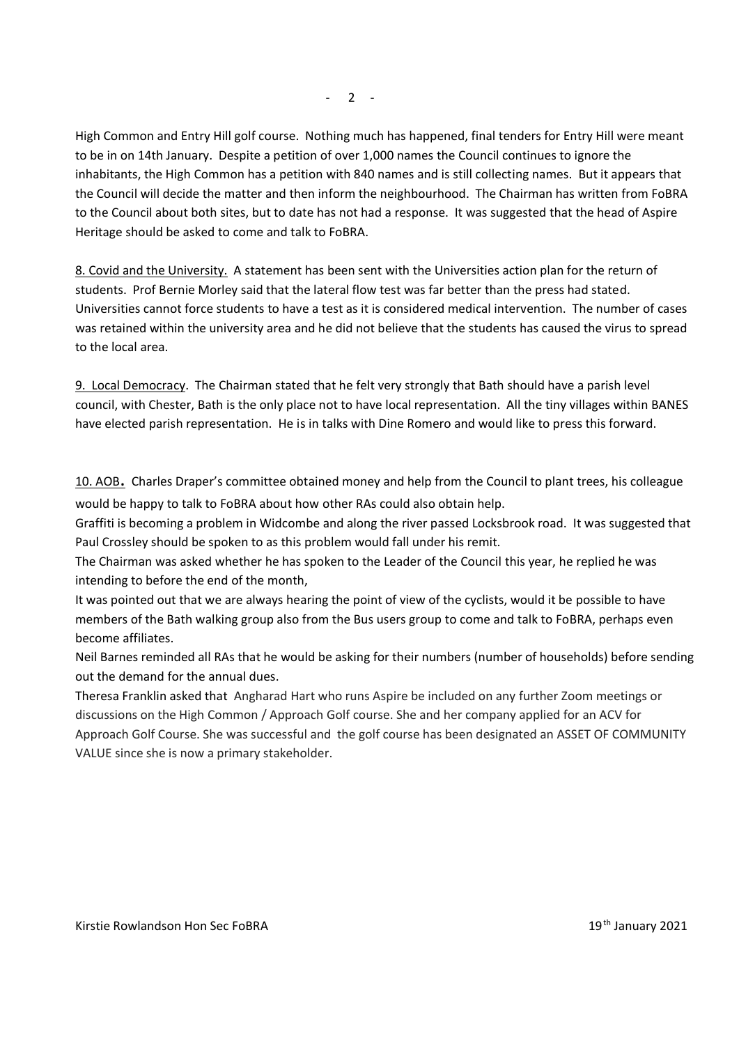High Common and Entry Hill golf course. Nothing much has happened, final tenders for Entry Hill were meant to be in on 14th January. Despite a petition of over 1,000 names the Council continues to ignore the inhabitants, the High Common has a petition with 840 names and is still collecting names. But it appears that the Council will decide the matter and then inform the neighbourhood. The Chairman has written from FoBRA to the Council about both sites, but to date has not had a response. It was suggested that the head of Aspire Heritage should be asked to come and talk to FoBRA.

<u>8. Covid and the University.</u> A statement has been sent with the Universities action plan for the return of students. Prof Bernie Morley said that the lateral flow test was far better than the press had stated. Universities cannot force students to have a test as it is considered medical intervention. The number of cases was retained within the university area and he did not believe that the students has caused the virus to spread to the local area.

<u>9. Local Democracy</u>. The Chairman stated that he felt very strongly that Bath should have a parish level council, with Chester, Bath is the only place not to have local representation. All the tiny villages within BANES have elected parish representation. He is in talks with Dine Romero and would like to press this forward.

<u>10. AOB</u>. Charles Draper's committee obtained money and help from the Council to plant trees, his colleague would be happy to talk to FoBRA about how other RAs could also obtain help.

Graffiti is becoming a problem in Widcombe and along the river passed Locksbrook road. It was suggested that Paul Crossley should be spoken to as this problem would fall under his remit.

The Chairman was asked whether he has spoken to the Leader of the Council this year, he replied he was intending to before the end of the month,

It was pointed out that we are always hearing the point of view of the cyclists, would it be possible to have members of the Bath walking group also from the Bus users group to come and talk to FoBRA, perhaps even become affiliates.

Neil Barnes reminded all RAs that he would be asking for their numbers (number of households) before sending out the demand for the annual dues.

Theresa Franklin asked that Angharad Hart who runs Aspire be included on any further Zoom meetings or discussions on the High Common / Approach Golf course. She and her company applied for an ACV for Approach Golf Course. She was successful and the golf course has been designated an ASSET OF COMMUNITY VALUE since she is now a primary stakeholder.

Kirstie Rowlandson Hon Sec FoBRA

19th January 2021